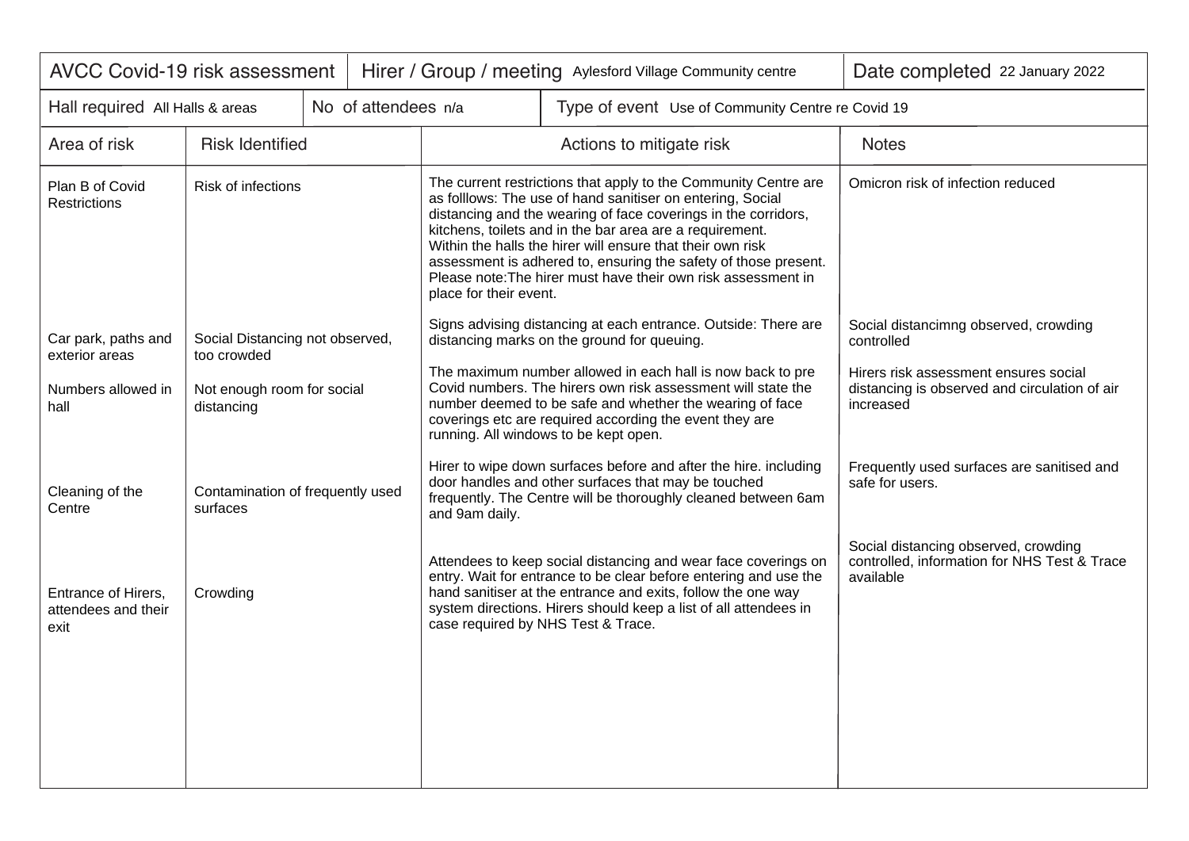| AVCC Covid-19 risk assessment | Hirer / Group / meeting Aylesford Village Community centre | Date completed 22 January 2022 |
|---|---|---|
| Hall required All Halls & areas | No of attendees n/a | Type of event Use of Community Centre re Covid 19 |

| Area of risk | Risk Identified | Actions to mitigate risk | Notes |
|---|---|---|---|
| Plan B of Covid Restrictions | Risk of infections | The current restrictions that apply to the Community Centre are as folllows: The use of hand sanitiser on entering, Social distancing and the wearing of face coverings in the corridors, kitchens, toilets and in the bar area are a requirement. Within the halls the hirer will ensure that their own risk assessment is adhered to, ensuring the safety of those present. Please note:The hirer must have their own risk assessment in place for their event. | Omicron risk of infection reduced |
| Car park, paths and exterior areas | Social Distancing not observed, too crowded | Signs advising distancing at each entrance. Outside: There are distancing marks on the ground for queuing. | Social distancimng observed, crowding controlled |
| Numbers allowed in hall | Not enough room for social distancing | The maximum number allowed in each hall is now back to pre Covid numbers. The hirers own risk assessment will state the number deemed to be safe and whether the wearing of face coverings etc are required according the event they are running. All windows to be kept open. | Hirers risk assessment ensures social distancing is observed and circulation of air increased |
| Cleaning of the Centre | Contamination of frequently used surfaces | Hirer to wipe down surfaces before and after the hire. including door handles and other surfaces that may be touched frequently. The Centre will be thoroughly cleaned between 6am and 9am daily. | Frequently used surfaces are sanitised and safe for users. |
| Entrance of Hirers, attendees and their exit | Crowding | Attendees to keep social distancing and wear face coverings on entry. Wait for entrance to be clear before entering and use the hand sanitiser at the entrance and exits, follow the one way system directions. Hirers should keep a list of all attendees in case required by NHS Test & Trace. | Social distancing observed, crowding controlled, information for NHS Test & Trace available |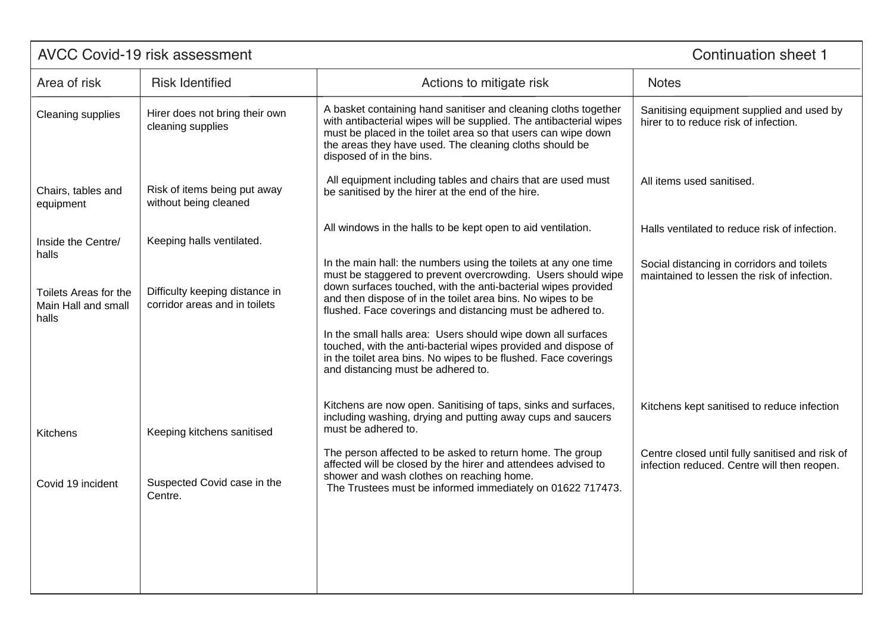AVCC Covid-19 risk assessment — Continuation sheet 1

| Area of risk | Risk Identified | Actions to mitigate risk | Notes |
|---|---|---|---|
| Cleaning supplies | Hirer does not bring their own cleaning supplies | A basket containing hand sanitiser and cleaning cloths together with antibacterial wipes will be supplied. The antibacterial wipes must be placed in the toilet area so that users can wipe down the areas they have used. The cleaning cloths should be disposed of in the bins. | Sanitising equipment supplied and used by hirer to to reduce risk of infection. |
| Chairs, tables and equipment | Risk of items being put away without being cleaned | All equipment including tables and chairs that are used must be sanitised by the hirer at the end of the hire. | All items used sanitised. |
| Inside the Centre/ halls | Keeping halls ventilated. | All windows in the halls to be kept open to aid ventilation. | Halls ventilated to reduce risk of infection. |
| Toilets Areas for the Main Hall and small halls | Difficulty keeping distance in corridor areas and in toilets | In the main hall: the numbers using the toilets at any one time must be staggered to prevent overcrowding. Users should wipe down surfaces touched, with the anti-bacterial wipes provided and then dispose of in the toilet area bins. No wipes to be flushed. Face coverings and distancing must be adhered to.<br><br>In the small halls area: Users should wipe down all surfaces touched, with the anti-bacterial wipes provided and dispose of in the toilet area bins. No wipes to be flushed. Face coverings and distancing must be adhered to. | Social distancing in corridors and toilets maintained to lessen the risk of infection. |
| Kitchens | Keeping kitchens sanitised | Kitchens are now open. Sanitising of taps, sinks and surfaces, including washing, drying and putting away cups and saucers must be adhered to. | Kitchens kept sanitised to reduce infection |
| Covid 19 incident | Suspected Covid case in the Centre. | The person affected to be asked to return home. The group affected will be closed by the hirer and attendees advised to shower and wash clothes on reaching home.<br>The Trustees must be informed immediately on 01622 717473. | Centre closed until fully sanitised and risk of infection reduced. Centre will then reopen. |